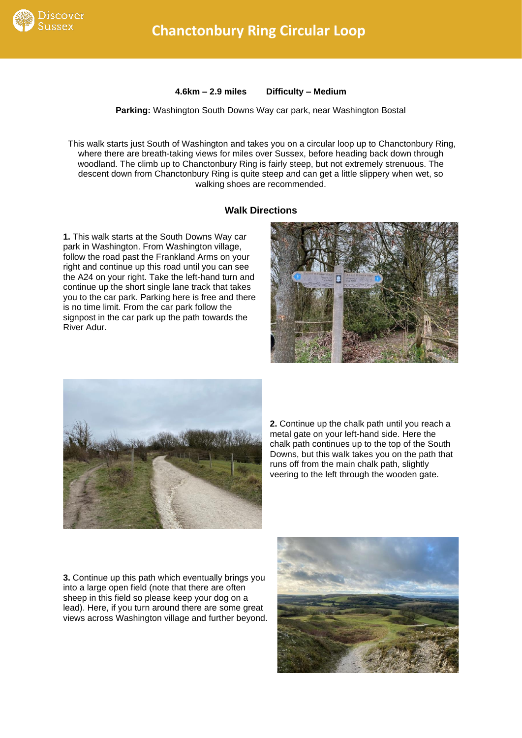# Chanctonbury Ring Circular Loop

**4.6km – 2.9 miles** **Difficulty – Medium**

**Parking:** Washington South Downs Way car park, near Washington Bostal

This walk starts just South of Washington and takes you on a circular loop up to Chanctonbury Ring, where there are breath-taking views for miles over Sussex, before heading back down through woodland. The climb up to Chanctonbury Ring is fairly steep, but not extremely strenuous. The descent down from Chanctonbury Ring is quite steep and can get a little slippery when wet, so walking shoes are recommended.

## Walk Directions

**1.** This walk starts at the South Downs Way car park in Washington. From Washington village, follow the road past the Frankland Arms on your right and continue up this road until you can see the A24 on your right. Take the left-hand turn and continue up the short single lane track that takes you to the car park. Parking here is free and there is no time limit. From the car park follow the signpost in the car park up the path towards the River Adur.

**2.** Continue up the chalk path until you reach a metal gate on your left-hand side. Here the chalk path continues up to the top of the South Downs, but this walk takes you on the path that runs off from the main chalk path, slightly veering to the left through the wooden gate.

**3.** Continue up this path which eventually brings you into a large open field (note that there are often sheep in this field so please keep your dog on a lead). Here, if you turn around there are some great views across Washington village and further beyond.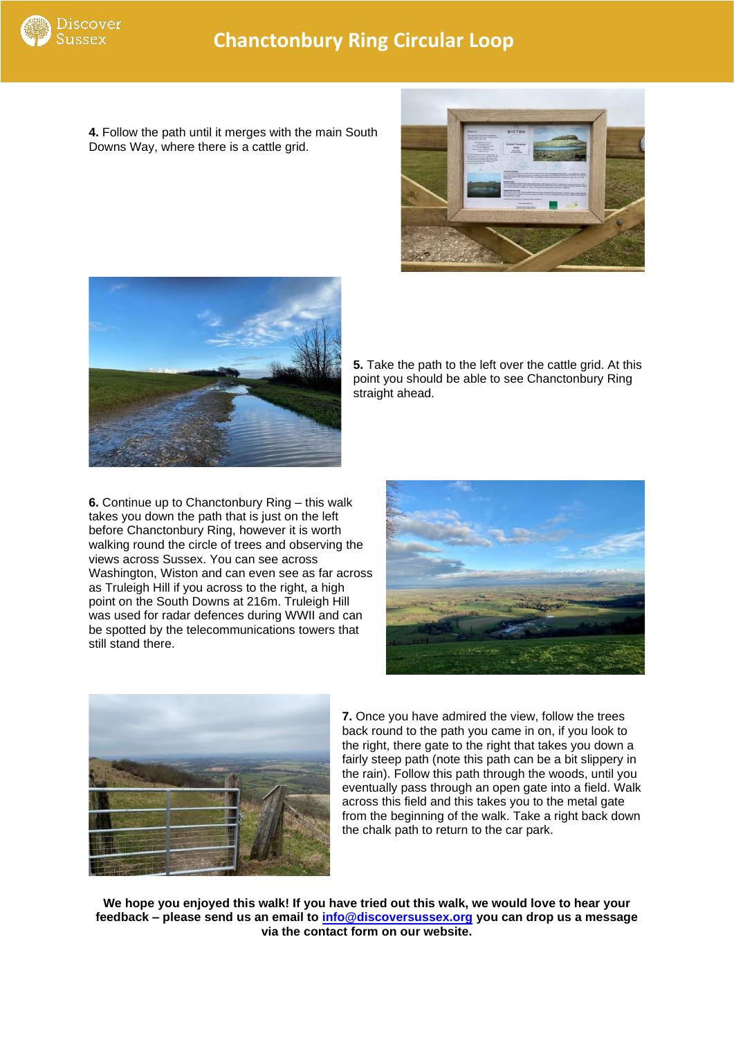# Chanctonbury Ring Circular Loop

**4.** Follow the path until it merges with the main South Downs Way, where there is a cattle grid.

**5.** Take the path to the left over the cattle grid. At this point you should be able to see Chanctonbury Ring straight ahead.

**6.** Continue up to Chanctonbury Ring – this walk takes you down the path that is just on the left before Chanctonbury Ring, however it is worth walking round the circle of trees and observing the views across Sussex. You can see across Washington, Wiston and can even see as far across as Truleigh Hill if you across to the right, a high point on the South Downs at 216m. Truleigh Hill was used for radar defences during WWII and can be spotted by the telecommunications towers that still stand there.

**7.** Once you have admired the view, follow the trees back round to the path you came in on, if you look to the right, there gate to the right that takes you down a fairly steep path (note this path can be a bit slippery in the rain). Follow this path through the woods, until you eventually pass through an open gate into a field. Walk across this field and this takes you to the metal gate from the beginning of the walk. Take a right back down the chalk path to return to the car park.

**We hope you enjoyed this walk! If you have tried out this walk, we would love to hear your feedback – please send us an email to [info@discoversussex.org](mailto:info@discoversussex.org) you can drop us a message via the contact form on our website.**